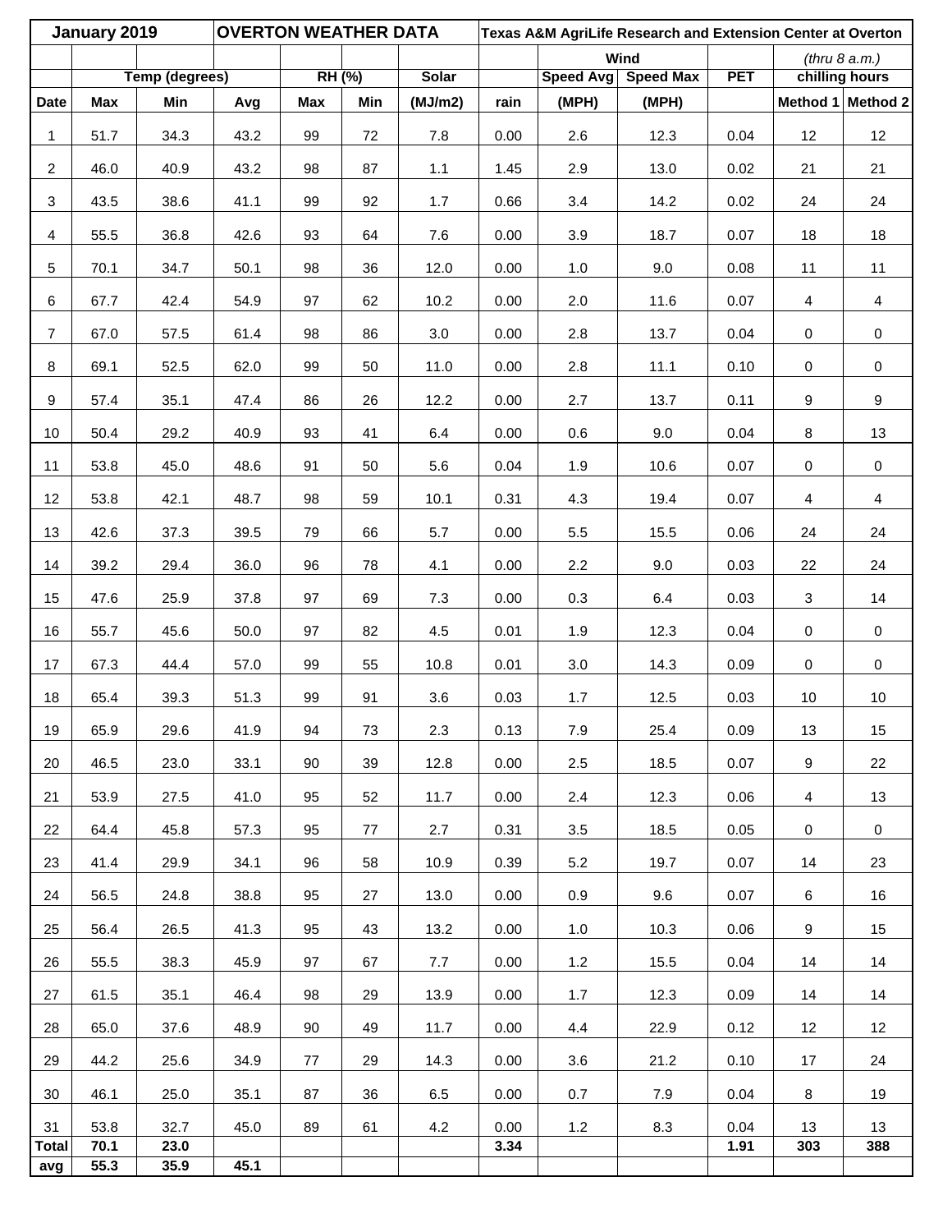| January 2019 | | | OVERTON WEATHER DATA | | | | Texas A&M AgriLife Research and Extension Center at Overton | | | | | |
|---|---|---|---|---|---|---|---|---|---|---|---|---|
| | | | | | | | | Wind | | | *(thru 8 a.m.)* | |
| | Temp (degrees) | | | RH (%) | | Solar | | Speed Avg | Speed Max | PET | chilling hours | |
| Date | Max | Min | Avg | Max | Min | (MJ/m2) | rain | (MPH) | (MPH) | | Method 1 | Method 2 |
| 1 | 51.7 | 34.3 | 43.2 | 99 | 72 | 7.8 | 0.00 | 2.6 | 12.3 | 0.04 | 12 | 12 |
| 2 | 46.0 | 40.9 | 43.2 | 98 | 87 | 1.1 | 1.45 | 2.9 | 13.0 | 0.02 | 21 | 21 |
| 3 | 43.5 | 38.6 | 41.1 | 99 | 92 | 1.7 | 0.66 | 3.4 | 14.2 | 0.02 | 24 | 24 |
| 4 | 55.5 | 36.8 | 42.6 | 93 | 64 | 7.6 | 0.00 | 3.9 | 18.7 | 0.07 | 18 | 18 |
| 5 | 70.1 | 34.7 | 50.1 | 98 | 36 | 12.0 | 0.00 | 1.0 | 9.0 | 0.08 | 11 | 11 |
| 6 | 67.7 | 42.4 | 54.9 | 97 | 62 | 10.2 | 0.00 | 2.0 | 11.6 | 0.07 | 4 | 4 |
| 7 | 67.0 | 57.5 | 61.4 | 98 | 86 | 3.0 | 0.00 | 2.8 | 13.7 | 0.04 | 0 | 0 |
| 8 | 69.1 | 52.5 | 62.0 | 99 | 50 | 11.0 | 0.00 | 2.8 | 11.1 | 0.10 | 0 | 0 |
| 9 | 57.4 | 35.1 | 47.4 | 86 | 26 | 12.2 | 0.00 | 2.7 | 13.7 | 0.11 | 9 | 9 |
| 10 | 50.4 | 29.2 | 40.9 | 93 | 41 | 6.4 | 0.00 | 0.6 | 9.0 | 0.04 | 8 | 13 |
| 11 | 53.8 | 45.0 | 48.6 | 91 | 50 | 5.6 | 0.04 | 1.9 | 10.6 | 0.07 | 0 | 0 |
| 12 | 53.8 | 42.1 | 48.7 | 98 | 59 | 10.1 | 0.31 | 4.3 | 19.4 | 0.07 | 4 | 4 |
| 13 | 42.6 | 37.3 | 39.5 | 79 | 66 | 5.7 | 0.00 | 5.5 | 15.5 | 0.06 | 24 | 24 |
| 14 | 39.2 | 29.4 | 36.0 | 96 | 78 | 4.1 | 0.00 | 2.2 | 9.0 | 0.03 | 22 | 24 |
| 15 | 47.6 | 25.9 | 37.8 | 97 | 69 | 7.3 | 0.00 | 0.3 | 6.4 | 0.03 | 3 | 14 |
| 16 | 55.7 | 45.6 | 50.0 | 97 | 82 | 4.5 | 0.01 | 1.9 | 12.3 | 0.04 | 0 | 0 |
| 17 | 67.3 | 44.4 | 57.0 | 99 | 55 | 10.8 | 0.01 | 3.0 | 14.3 | 0.09 | 0 | 0 |
| 18 | 65.4 | 39.3 | 51.3 | 99 | 91 | 3.6 | 0.03 | 1.7 | 12.5 | 0.03 | 10 | 10 |
| 19 | 65.9 | 29.6 | 41.9 | 94 | 73 | 2.3 | 0.13 | 7.9 | 25.4 | 0.09 | 13 | 15 |
| 20 | 46.5 | 23.0 | 33.1 | 90 | 39 | 12.8 | 0.00 | 2.5 | 18.5 | 0.07 | 9 | 22 |
| 21 | 53.9 | 27.5 | 41.0 | 95 | 52 | 11.7 | 0.00 | 2.4 | 12.3 | 0.06 | 4 | 13 |
| 22 | 64.4 | 45.8 | 57.3 | 95 | 77 | 2.7 | 0.31 | 3.5 | 18.5 | 0.05 | 0 | 0 |
| 23 | 41.4 | 29.9 | 34.1 | 96 | 58 | 10.9 | 0.39 | 5.2 | 19.7 | 0.07 | 14 | 23 |
| 24 | 56.5 | 24.8 | 38.8 | 95 | 27 | 13.0 | 0.00 | 0.9 | 9.6 | 0.07 | 6 | 16 |
| 25 | 56.4 | 26.5 | 41.3 | 95 | 43 | 13.2 | 0.00 | 1.0 | 10.3 | 0.06 | 9 | 15 |
| 26 | 55.5 | 38.3 | 45.9 | 97 | 67 | 7.7 | 0.00 | 1.2 | 15.5 | 0.04 | 14 | 14 |
| 27 | 61.5 | 35.1 | 46.4 | 98 | 29 | 13.9 | 0.00 | 1.7 | 12.3 | 0.09 | 14 | 14 |
| 28 | 65.0 | 37.6 | 48.9 | 90 | 49 | 11.7 | 0.00 | 4.4 | 22.9 | 0.12 | 12 | 12 |
| 29 | 44.2 | 25.6 | 34.9 | 77 | 29 | 14.3 | 0.00 | 3.6 | 21.2 | 0.10 | 17 | 24 |
| 30 | 46.1 | 25.0 | 35.1 | 87 | 36 | 6.5 | 0.00 | 0.7 | 7.9 | 0.04 | 8 | 19 |
| 31 | 53.8 | 32.7 | 45.0 | 89 | 61 | 4.2 | 0.00 | 1.2 | 8.3 | 0.04 | 13 | 13 |
| Total | 70.1 | 23.0 | | | | | 3.34 | | | 1.91 | 303 | 388 |
| avg | 55.3 | 35.9 | 45.1 | | | | | | | | | |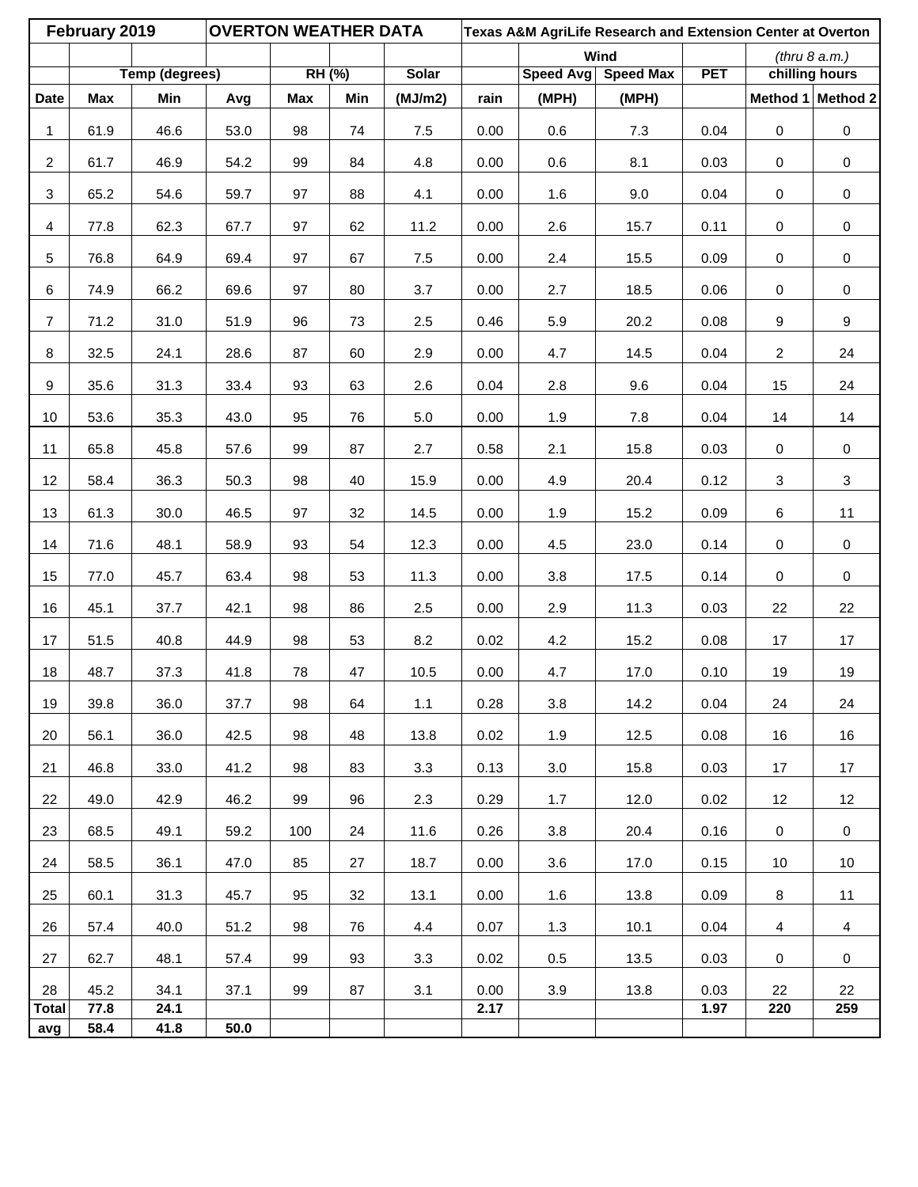| February 2019 | | | OVERTON WEATHER DATA | | | | Texas A&M AgriLife Research and Extension Center at Overton | | | | | |
|---|---|---|---|---|---|---|---|---|---|---|---|---|
| | | | | | | | | Wind | | | *(thru 8 a.m.)* | |
| | Temp (degrees) | | | RH (%) | | Solar | | Speed Avg | Speed Max | PET | chilling hours | |
| Date | Max | Min | Avg | Max | Min | (MJ/m2) | rain | (MPH) | (MPH) | | Method 1 | Method 2 |
| 1 | 61.9 | 46.6 | 53.0 | 98 | 74 | 7.5 | 0.00 | 0.6 | 7.3 | 0.04 | 0 | 0 |
| 2 | 61.7 | 46.9 | 54.2 | 99 | 84 | 4.8 | 0.00 | 0.6 | 8.1 | 0.03 | 0 | 0 |
| 3 | 65.2 | 54.6 | 59.7 | 97 | 88 | 4.1 | 0.00 | 1.6 | 9.0 | 0.04 | 0 | 0 |
| 4 | 77.8 | 62.3 | 67.7 | 97 | 62 | 11.2 | 0.00 | 2.6 | 15.7 | 0.11 | 0 | 0 |
| 5 | 76.8 | 64.9 | 69.4 | 97 | 67 | 7.5 | 0.00 | 2.4 | 15.5 | 0.09 | 0 | 0 |
| 6 | 74.9 | 66.2 | 69.6 | 97 | 80 | 3.7 | 0.00 | 2.7 | 18.5 | 0.06 | 0 | 0 |
| 7 | 71.2 | 31.0 | 51.9 | 96 | 73 | 2.5 | 0.46 | 5.9 | 20.2 | 0.08 | 9 | 9 |
| 8 | 32.5 | 24.1 | 28.6 | 87 | 60 | 2.9 | 0.00 | 4.7 | 14.5 | 0.04 | 2 | 24 |
| 9 | 35.6 | 31.3 | 33.4 | 93 | 63 | 2.6 | 0.04 | 2.8 | 9.6 | 0.04 | 15 | 24 |
| 10 | 53.6 | 35.3 | 43.0 | 95 | 76 | 5.0 | 0.00 | 1.9 | 7.8 | 0.04 | 14 | 14 |
| 11 | 65.8 | 45.8 | 57.6 | 99 | 87 | 2.7 | 0.58 | 2.1 | 15.8 | 0.03 | 0 | 0 |
| 12 | 58.4 | 36.3 | 50.3 | 98 | 40 | 15.9 | 0.00 | 4.9 | 20.4 | 0.12 | 3 | 3 |
| 13 | 61.3 | 30.0 | 46.5 | 97 | 32 | 14.5 | 0.00 | 1.9 | 15.2 | 0.09 | 6 | 11 |
| 14 | 71.6 | 48.1 | 58.9 | 93 | 54 | 12.3 | 0.00 | 4.5 | 23.0 | 0.14 | 0 | 0 |
| 15 | 77.0 | 45.7 | 63.4 | 98 | 53 | 11.3 | 0.00 | 3.8 | 17.5 | 0.14 | 0 | 0 |
| 16 | 45.1 | 37.7 | 42.1 | 98 | 86 | 2.5 | 0.00 | 2.9 | 11.3 | 0.03 | 22 | 22 |
| 17 | 51.5 | 40.8 | 44.9 | 98 | 53 | 8.2 | 0.02 | 4.2 | 15.2 | 0.08 | 17 | 17 |
| 18 | 48.7 | 37.3 | 41.8 | 78 | 47 | 10.5 | 0.00 | 4.7 | 17.0 | 0.10 | 19 | 19 |
| 19 | 39.8 | 36.0 | 37.7 | 98 | 64 | 1.1 | 0.28 | 3.8 | 14.2 | 0.04 | 24 | 24 |
| 20 | 56.1 | 36.0 | 42.5 | 98 | 48 | 13.8 | 0.02 | 1.9 | 12.5 | 0.08 | 16 | 16 |
| 21 | 46.8 | 33.0 | 41.2 | 98 | 83 | 3.3 | 0.13 | 3.0 | 15.8 | 0.03 | 17 | 17 |
| 22 | 49.0 | 42.9 | 46.2 | 99 | 96 | 2.3 | 0.29 | 1.7 | 12.0 | 0.02 | 12 | 12 |
| 23 | 68.5 | 49.1 | 59.2 | 100 | 24 | 11.6 | 0.26 | 3.8 | 20.4 | 0.16 | 0 | 0 |
| 24 | 58.5 | 36.1 | 47.0 | 85 | 27 | 18.7 | 0.00 | 3.6 | 17.0 | 0.15 | 10 | 10 |
| 25 | 60.1 | 31.3 | 45.7 | 95 | 32 | 13.1 | 0.00 | 1.6 | 13.8 | 0.09 | 8 | 11 |
| 26 | 57.4 | 40.0 | 51.2 | 98 | 76 | 4.4 | 0.07 | 1.3 | 10.1 | 0.04 | 4 | 4 |
| 27 | 62.7 | 48.1 | 57.4 | 99 | 93 | 3.3 | 0.02 | 0.5 | 13.5 | 0.03 | 0 | 0 |
| 28 | 45.2 | 34.1 | 37.1 | 99 | 87 | 3.1 | 0.00 | 3.9 | 13.8 | 0.03 | 22 | 22 |
| **Total** | **77.8** | **24.1** | | | | | **2.17** | | | **1.97** | **220** | **259** |
| **avg** | **58.4** | **41.8** | **50.0** | | | | | | | | | |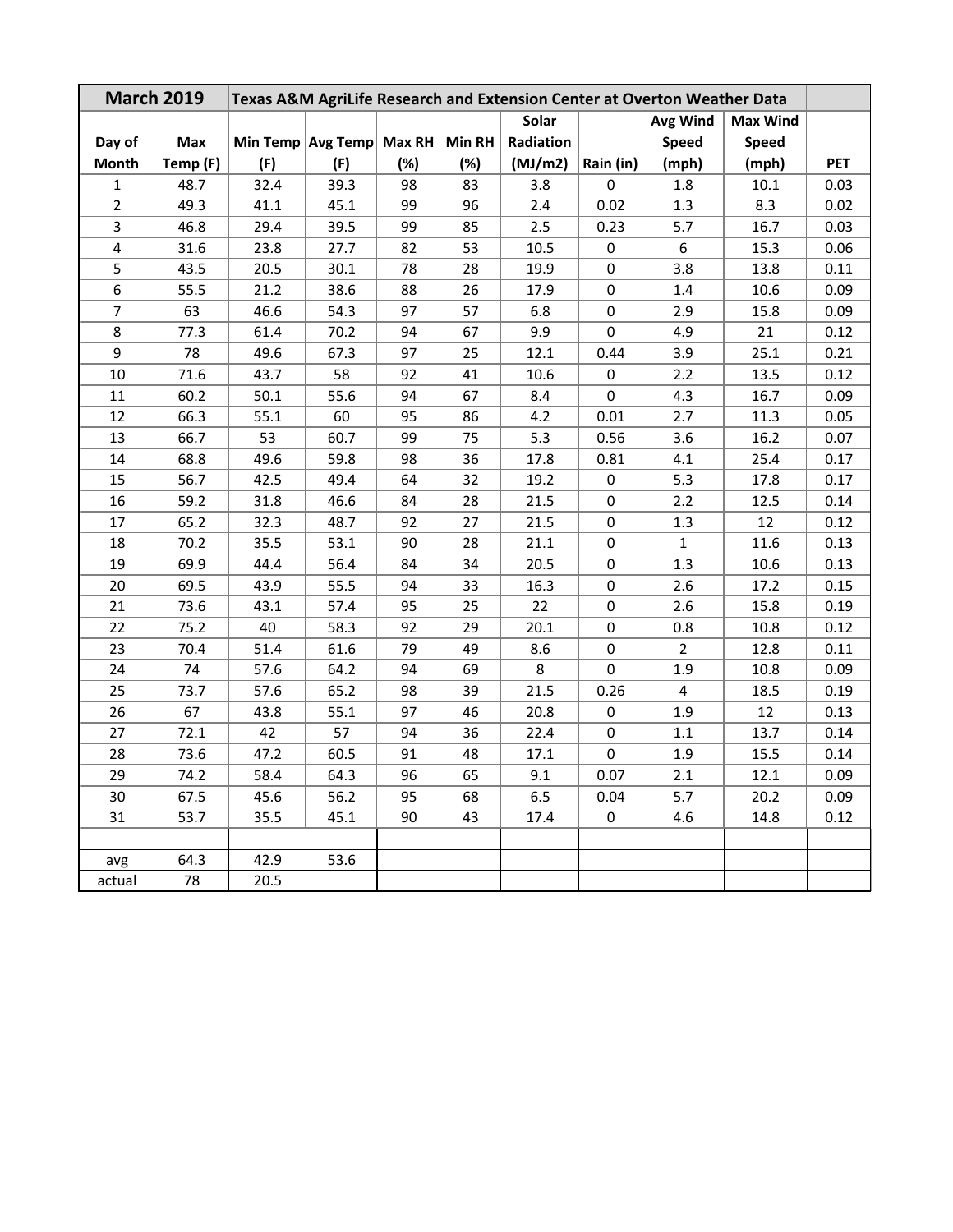| March 2019 | Texas A&M AgriLife Research and Extension Center at Overton Weather Data | | | | | | | | | |
|---|---|---|---|---|---|---|---|---|---|---|
| Day of Month | Max Temp (F) | Min Temp (F) | Avg Temp (F) | Max RH (%) | Min RH (%) | Solar Radiation (MJ/m2) | Rain (in) | Avg Wind Speed (mph) | Max Wind Speed (mph) | PET |
| 1 | 48.7 | 32.4 | 39.3 | 98 | 83 | 3.8 | 0 | 1.8 | 10.1 | 0.03 |
| 2 | 49.3 | 41.1 | 45.1 | 99 | 96 | 2.4 | 0.02 | 1.3 | 8.3 | 0.02 |
| 3 | 46.8 | 29.4 | 39.5 | 99 | 85 | 2.5 | 0.23 | 5.7 | 16.7 | 0.03 |
| 4 | 31.6 | 23.8 | 27.7 | 82 | 53 | 10.5 | 0 | 6 | 15.3 | 0.06 |
| 5 | 43.5 | 20.5 | 30.1 | 78 | 28 | 19.9 | 0 | 3.8 | 13.8 | 0.11 |
| 6 | 55.5 | 21.2 | 38.6 | 88 | 26 | 17.9 | 0 | 1.4 | 10.6 | 0.09 |
| 7 | 63 | 46.6 | 54.3 | 97 | 57 | 6.8 | 0 | 2.9 | 15.8 | 0.09 |
| 8 | 77.3 | 61.4 | 70.2 | 94 | 67 | 9.9 | 0 | 4.9 | 21 | 0.12 |
| 9 | 78 | 49.6 | 67.3 | 97 | 25 | 12.1 | 0.44 | 3.9 | 25.1 | 0.21 |
| 10 | 71.6 | 43.7 | 58 | 92 | 41 | 10.6 | 0 | 2.2 | 13.5 | 0.12 |
| 11 | 60.2 | 50.1 | 55.6 | 94 | 67 | 8.4 | 0 | 4.3 | 16.7 | 0.09 |
| 12 | 66.3 | 55.1 | 60 | 95 | 86 | 4.2 | 0.01 | 2.7 | 11.3 | 0.05 |
| 13 | 66.7 | 53 | 60.7 | 99 | 75 | 5.3 | 0.56 | 3.6 | 16.2 | 0.07 |
| 14 | 68.8 | 49.6 | 59.8 | 98 | 36 | 17.8 | 0.81 | 4.1 | 25.4 | 0.17 |
| 15 | 56.7 | 42.5 | 49.4 | 64 | 32 | 19.2 | 0 | 5.3 | 17.8 | 0.17 |
| 16 | 59.2 | 31.8 | 46.6 | 84 | 28 | 21.5 | 0 | 2.2 | 12.5 | 0.14 |
| 17 | 65.2 | 32.3 | 48.7 | 92 | 27 | 21.5 | 0 | 1.3 | 12 | 0.12 |
| 18 | 70.2 | 35.5 | 53.1 | 90 | 28 | 21.1 | 0 | 1 | 11.6 | 0.13 |
| 19 | 69.9 | 44.4 | 56.4 | 84 | 34 | 20.5 | 0 | 1.3 | 10.6 | 0.13 |
| 20 | 69.5 | 43.9 | 55.5 | 94 | 33 | 16.3 | 0 | 2.6 | 17.2 | 0.15 |
| 21 | 73.6 | 43.1 | 57.4 | 95 | 25 | 22 | 0 | 2.6 | 15.8 | 0.19 |
| 22 | 75.2 | 40 | 58.3 | 92 | 29 | 20.1 | 0 | 0.8 | 10.8 | 0.12 |
| 23 | 70.4 | 51.4 | 61.6 | 79 | 49 | 8.6 | 0 | 2 | 12.8 | 0.11 |
| 24 | 74 | 57.6 | 64.2 | 94 | 69 | 8 | 0 | 1.9 | 10.8 | 0.09 |
| 25 | 73.7 | 57.6 | 65.2 | 98 | 39 | 21.5 | 0.26 | 4 | 18.5 | 0.19 |
| 26 | 67 | 43.8 | 55.1 | 97 | 46 | 20.8 | 0 | 1.9 | 12 | 0.13 |
| 27 | 72.1 | 42 | 57 | 94 | 36 | 22.4 | 0 | 1.1 | 13.7 | 0.14 |
| 28 | 73.6 | 47.2 | 60.5 | 91 | 48 | 17.1 | 0 | 1.9 | 15.5 | 0.14 |
| 29 | 74.2 | 58.4 | 64.3 | 96 | 65 | 9.1 | 0.07 | 2.1 | 12.1 | 0.09 |
| 30 | 67.5 | 45.6 | 56.2 | 95 | 68 | 6.5 | 0.04 | 5.7 | 20.2 | 0.09 |
| 31 | 53.7 | 35.5 | 45.1 | 90 | 43 | 17.4 | 0 | 4.6 | 14.8 | 0.12 |
| | | | | | | | | | | |
| avg | 64.3 | 42.9 | 53.6 | | | | | | | |
| actual | 78 | 20.5 | | | | | | | | |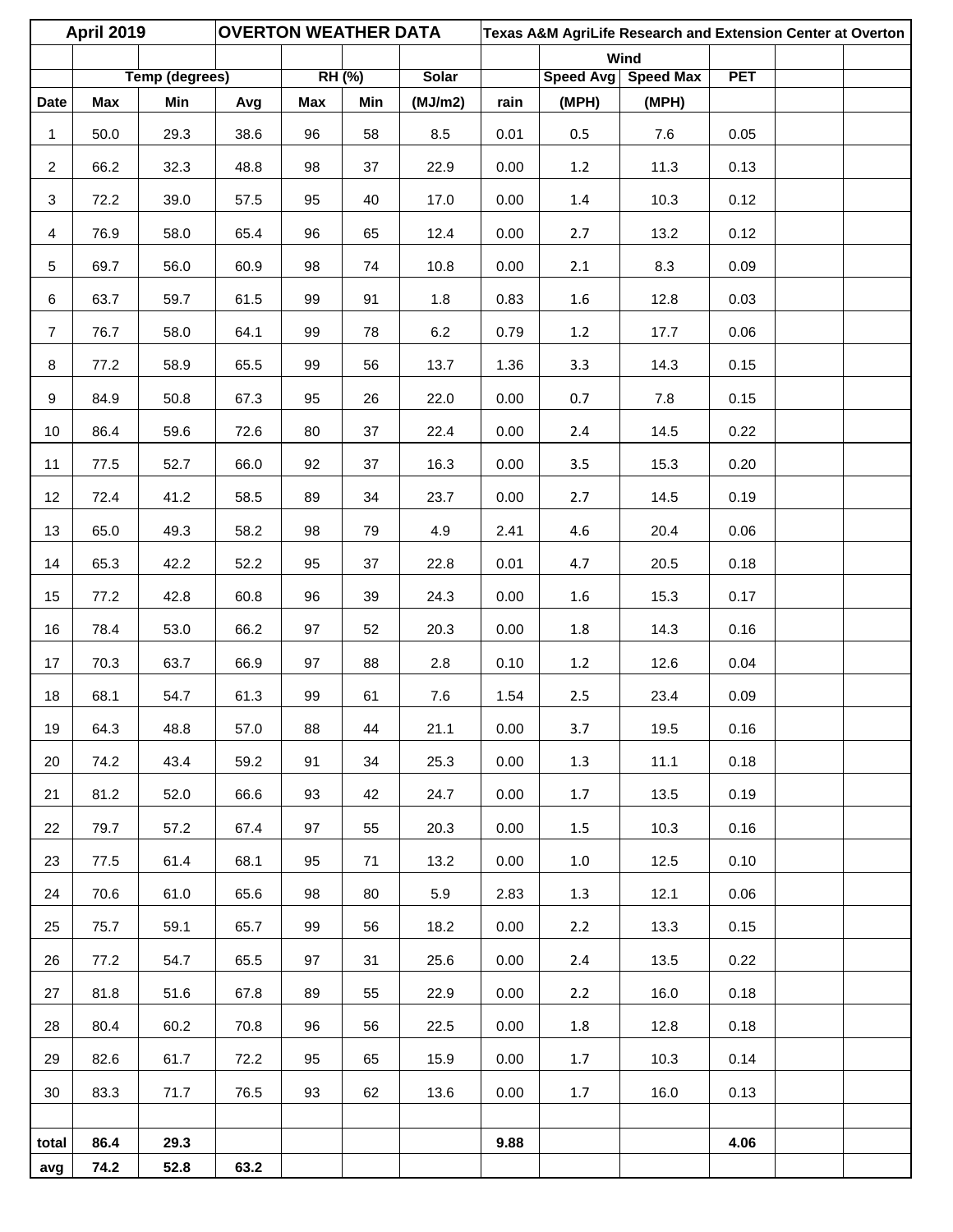| April 2019 | | | OVERTON WEATHER DATA | | | | Texas A&M AgriLife Research and Extension Center at Overton | | | | | |
|---|---|---|---|---|---|---|---|---|---|---|---|---|
| | | | | | | | | Wind | | | | |
| | Temp (degrees) | | | RH (%) | | Solar | | Speed Avg | Speed Max | PET | | |
| Date | Max | Min | Avg | Max | Min | (MJ/m2) | rain | (MPH) | (MPH) | | | |
| 1 | 50.0 | 29.3 | 38.6 | 96 | 58 | 8.5 | 0.01 | 0.5 | 7.6 | 0.05 | | |
| 2 | 66.2 | 32.3 | 48.8 | 98 | 37 | 22.9 | 0.00 | 1.2 | 11.3 | 0.13 | | |
| 3 | 72.2 | 39.0 | 57.5 | 95 | 40 | 17.0 | 0.00 | 1.4 | 10.3 | 0.12 | | |
| 4 | 76.9 | 58.0 | 65.4 | 96 | 65 | 12.4 | 0.00 | 2.7 | 13.2 | 0.12 | | |
| 5 | 69.7 | 56.0 | 60.9 | 98 | 74 | 10.8 | 0.00 | 2.1 | 8.3 | 0.09 | | |
| 6 | 63.7 | 59.7 | 61.5 | 99 | 91 | 1.8 | 0.83 | 1.6 | 12.8 | 0.03 | | |
| 7 | 76.7 | 58.0 | 64.1 | 99 | 78 | 6.2 | 0.79 | 1.2 | 17.7 | 0.06 | | |
| 8 | 77.2 | 58.9 | 65.5 | 99 | 56 | 13.7 | 1.36 | 3.3 | 14.3 | 0.15 | | |
| 9 | 84.9 | 50.8 | 67.3 | 95 | 26 | 22.0 | 0.00 | 0.7 | 7.8 | 0.15 | | |
| 10 | 86.4 | 59.6 | 72.6 | 80 | 37 | 22.4 | 0.00 | 2.4 | 14.5 | 0.22 | | |
| 11 | 77.5 | 52.7 | 66.0 | 92 | 37 | 16.3 | 0.00 | 3.5 | 15.3 | 0.20 | | |
| 12 | 72.4 | 41.2 | 58.5 | 89 | 34 | 23.7 | 0.00 | 2.7 | 14.5 | 0.19 | | |
| 13 | 65.0 | 49.3 | 58.2 | 98 | 79 | 4.9 | 2.41 | 4.6 | 20.4 | 0.06 | | |
| 14 | 65.3 | 42.2 | 52.2 | 95 | 37 | 22.8 | 0.01 | 4.7 | 20.5 | 0.18 | | |
| 15 | 77.2 | 42.8 | 60.8 | 96 | 39 | 24.3 | 0.00 | 1.6 | 15.3 | 0.17 | | |
| 16 | 78.4 | 53.0 | 66.2 | 97 | 52 | 20.3 | 0.00 | 1.8 | 14.3 | 0.16 | | |
| 17 | 70.3 | 63.7 | 66.9 | 97 | 88 | 2.8 | 0.10 | 1.2 | 12.6 | 0.04 | | |
| 18 | 68.1 | 54.7 | 61.3 | 99 | 61 | 7.6 | 1.54 | 2.5 | 23.4 | 0.09 | | |
| 19 | 64.3 | 48.8 | 57.0 | 88 | 44 | 21.1 | 0.00 | 3.7 | 19.5 | 0.16 | | |
| 20 | 74.2 | 43.4 | 59.2 | 91 | 34 | 25.3 | 0.00 | 1.3 | 11.1 | 0.18 | | |
| 21 | 81.2 | 52.0 | 66.6 | 93 | 42 | 24.7 | 0.00 | 1.7 | 13.5 | 0.19 | | |
| 22 | 79.7 | 57.2 | 67.4 | 97 | 55 | 20.3 | 0.00 | 1.5 | 10.3 | 0.16 | | |
| 23 | 77.5 | 61.4 | 68.1 | 95 | 71 | 13.2 | 0.00 | 1.0 | 12.5 | 0.10 | | |
| 24 | 70.6 | 61.0 | 65.6 | 98 | 80 | 5.9 | 2.83 | 1.3 | 12.1 | 0.06 | | |
| 25 | 75.7 | 59.1 | 65.7 | 99 | 56 | 18.2 | 0.00 | 2.2 | 13.3 | 0.15 | | |
| 26 | 77.2 | 54.7 | 65.5 | 97 | 31 | 25.6 | 0.00 | 2.4 | 13.5 | 0.22 | | |
| 27 | 81.8 | 51.6 | 67.8 | 89 | 55 | 22.9 | 0.00 | 2.2 | 16.0 | 0.18 | | |
| 28 | 80.4 | 60.2 | 70.8 | 96 | 56 | 22.5 | 0.00 | 1.8 | 12.8 | 0.18 | | |
| 29 | 82.6 | 61.7 | 72.2 | 95 | 65 | 15.9 | 0.00 | 1.7 | 10.3 | 0.14 | | |
| 30 | 83.3 | 71.7 | 76.5 | 93 | 62 | 13.6 | 0.00 | 1.7 | 16.0 | 0.13 | | |
| | | | | | | | | | | | | |
| **total** | **86.4** | **29.3** | | | | | **9.88** | | | **4.06** | | |
| **avg** | **74.2** | **52.8** | **63.2** | | | | | | | | | |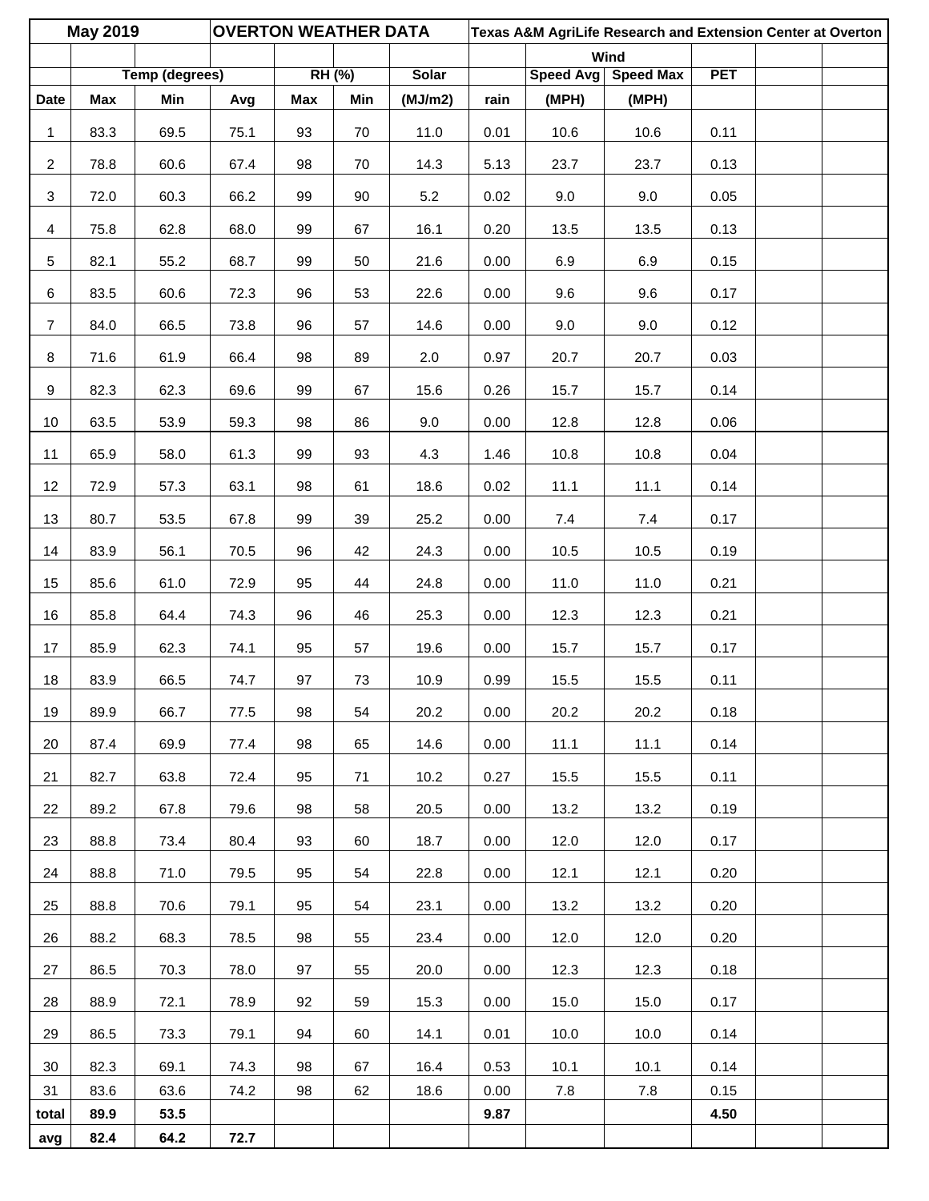| May 2019 | | | OVERTON WEATHER DATA | | | | Texas A&M AgriLife Research and Extension Center at Overton | | | | | |
|---|---|---|---|---|---|---|---|---|---|---|---|---|
| | | | | | | | | Wind | | | | |
| | Temp (degrees) | | | RH (%) | | Solar | | Speed Avg | Speed Max | PET | | |
| Date | Max | Min | Avg | Max | Min | (MJ/m2) | rain | (MPH) | (MPH) | | | |
| 1 | 83.3 | 69.5 | 75.1 | 93 | 70 | 11.0 | 0.01 | 10.6 | 10.6 | 0.11 | | |
| 2 | 78.8 | 60.6 | 67.4 | 98 | 70 | 14.3 | 5.13 | 23.7 | 23.7 | 0.13 | | |
| 3 | 72.0 | 60.3 | 66.2 | 99 | 90 | 5.2 | 0.02 | 9.0 | 9.0 | 0.05 | | |
| 4 | 75.8 | 62.8 | 68.0 | 99 | 67 | 16.1 | 0.20 | 13.5 | 13.5 | 0.13 | | |
| 5 | 82.1 | 55.2 | 68.7 | 99 | 50 | 21.6 | 0.00 | 6.9 | 6.9 | 0.15 | | |
| 6 | 83.5 | 60.6 | 72.3 | 96 | 53 | 22.6 | 0.00 | 9.6 | 9.6 | 0.17 | | |
| 7 | 84.0 | 66.5 | 73.8 | 96 | 57 | 14.6 | 0.00 | 9.0 | 9.0 | 0.12 | | |
| 8 | 71.6 | 61.9 | 66.4 | 98 | 89 | 2.0 | 0.97 | 20.7 | 20.7 | 0.03 | | |
| 9 | 82.3 | 62.3 | 69.6 | 99 | 67 | 15.6 | 0.26 | 15.7 | 15.7 | 0.14 | | |
| 10 | 63.5 | 53.9 | 59.3 | 98 | 86 | 9.0 | 0.00 | 12.8 | 12.8 | 0.06 | | |
| 11 | 65.9 | 58.0 | 61.3 | 99 | 93 | 4.3 | 1.46 | 10.8 | 10.8 | 0.04 | | |
| 12 | 72.9 | 57.3 | 63.1 | 98 | 61 | 18.6 | 0.02 | 11.1 | 11.1 | 0.14 | | |
| 13 | 80.7 | 53.5 | 67.8 | 99 | 39 | 25.2 | 0.00 | 7.4 | 7.4 | 0.17 | | |
| 14 | 83.9 | 56.1 | 70.5 | 96 | 42 | 24.3 | 0.00 | 10.5 | 10.5 | 0.19 | | |
| 15 | 85.6 | 61.0 | 72.9 | 95 | 44 | 24.8 | 0.00 | 11.0 | 11.0 | 0.21 | | |
| 16 | 85.8 | 64.4 | 74.3 | 96 | 46 | 25.3 | 0.00 | 12.3 | 12.3 | 0.21 | | |
| 17 | 85.9 | 62.3 | 74.1 | 95 | 57 | 19.6 | 0.00 | 15.7 | 15.7 | 0.17 | | |
| 18 | 83.9 | 66.5 | 74.7 | 97 | 73 | 10.9 | 0.99 | 15.5 | 15.5 | 0.11 | | |
| 19 | 89.9 | 66.7 | 77.5 | 98 | 54 | 20.2 | 0.00 | 20.2 | 20.2 | 0.18 | | |
| 20 | 87.4 | 69.9 | 77.4 | 98 | 65 | 14.6 | 0.00 | 11.1 | 11.1 | 0.14 | | |
| 21 | 82.7 | 63.8 | 72.4 | 95 | 71 | 10.2 | 0.27 | 15.5 | 15.5 | 0.11 | | |
| 22 | 89.2 | 67.8 | 79.6 | 98 | 58 | 20.5 | 0.00 | 13.2 | 13.2 | 0.19 | | |
| 23 | 88.8 | 73.4 | 80.4 | 93 | 60 | 18.7 | 0.00 | 12.0 | 12.0 | 0.17 | | |
| 24 | 88.8 | 71.0 | 79.5 | 95 | 54 | 22.8 | 0.00 | 12.1 | 12.1 | 0.20 | | |
| 25 | 88.8 | 70.6 | 79.1 | 95 | 54 | 23.1 | 0.00 | 13.2 | 13.2 | 0.20 | | |
| 26 | 88.2 | 68.3 | 78.5 | 98 | 55 | 23.4 | 0.00 | 12.0 | 12.0 | 0.20 | | |
| 27 | 86.5 | 70.3 | 78.0 | 97 | 55 | 20.0 | 0.00 | 12.3 | 12.3 | 0.18 | | |
| 28 | 88.9 | 72.1 | 78.9 | 92 | 59 | 15.3 | 0.00 | 15.0 | 15.0 | 0.17 | | |
| 29 | 86.5 | 73.3 | 79.1 | 94 | 60 | 14.1 | 0.01 | 10.0 | 10.0 | 0.14 | | |
| 30 | 82.3 | 69.1 | 74.3 | 98 | 67 | 16.4 | 0.53 | 10.1 | 10.1 | 0.14 | | |
| 31 | 83.6 | 63.6 | 74.2 | 98 | 62 | 18.6 | 0.00 | 7.8 | 7.8 | 0.15 | | |
| **total** | **89.9** | **53.5** | | | | | **9.87** | | | **4.50** | | |
| **avg** | **82.4** | **64.2** | **72.7** | | | | | | | | | |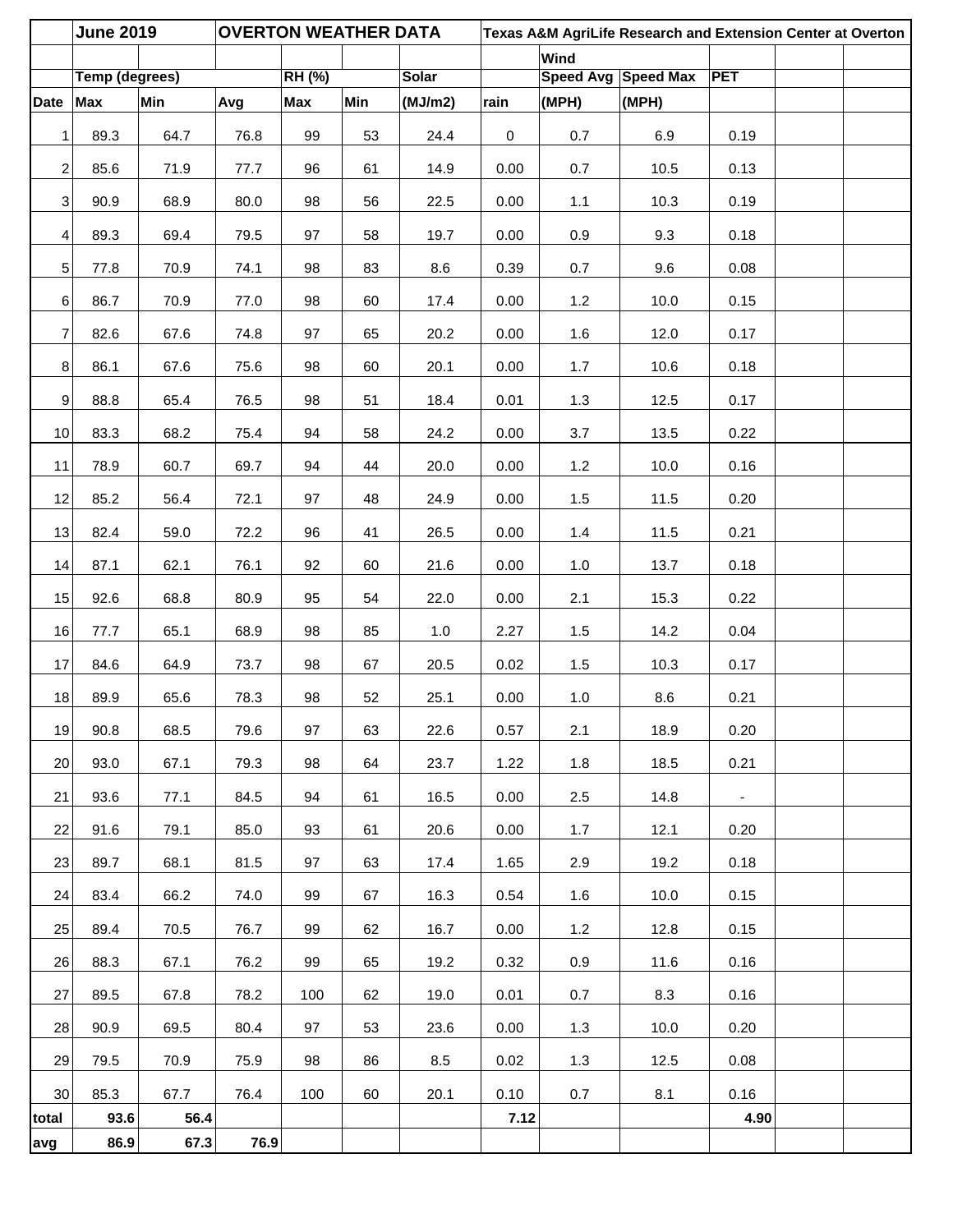| | June 2019 | | OVERTON WEATHER DATA | | | | Texas A&M AgriLife Research and Extension Center at Overton | | | | | |
|---|---|---|---|---|---|---|---|---|---|---|---|---|
| | | | | | | | | Wind | | | | |
| | Temp (degrees) | | | RH (%) | | Solar | | Speed Avg | Speed Max | PET | | |
| Date | Max | Min | Avg | Max | Min | (MJ/m2) | rain | (MPH) | (MPH) | | | |
| 1 | 89.3 | 64.7 | 76.8 | 99 | 53 | 24.4 | 0 | 0.7 | 6.9 | 0.19 | | |
| 2 | 85.6 | 71.9 | 77.7 | 96 | 61 | 14.9 | 0.00 | 0.7 | 10.5 | 0.13 | | |
| 3 | 90.9 | 68.9 | 80.0 | 98 | 56 | 22.5 | 0.00 | 1.1 | 10.3 | 0.19 | | |
| 4 | 89.3 | 69.4 | 79.5 | 97 | 58 | 19.7 | 0.00 | 0.9 | 9.3 | 0.18 | | |
| 5 | 77.8 | 70.9 | 74.1 | 98 | 83 | 8.6 | 0.39 | 0.7 | 9.6 | 0.08 | | |
| 6 | 86.7 | 70.9 | 77.0 | 98 | 60 | 17.4 | 0.00 | 1.2 | 10.0 | 0.15 | | |
| 7 | 82.6 | 67.6 | 74.8 | 97 | 65 | 20.2 | 0.00 | 1.6 | 12.0 | 0.17 | | |
| 8 | 86.1 | 67.6 | 75.6 | 98 | 60 | 20.1 | 0.00 | 1.7 | 10.6 | 0.18 | | |
| 9 | 88.8 | 65.4 | 76.5 | 98 | 51 | 18.4 | 0.01 | 1.3 | 12.5 | 0.17 | | |
| 10 | 83.3 | 68.2 | 75.4 | 94 | 58 | 24.2 | 0.00 | 3.7 | 13.5 | 0.22 | | |
| 11 | 78.9 | 60.7 | 69.7 | 94 | 44 | 20.0 | 0.00 | 1.2 | 10.0 | 0.16 | | |
| 12 | 85.2 | 56.4 | 72.1 | 97 | 48 | 24.9 | 0.00 | 1.5 | 11.5 | 0.20 | | |
| 13 | 82.4 | 59.0 | 72.2 | 96 | 41 | 26.5 | 0.00 | 1.4 | 11.5 | 0.21 | | |
| 14 | 87.1 | 62.1 | 76.1 | 92 | 60 | 21.6 | 0.00 | 1.0 | 13.7 | 0.18 | | |
| 15 | 92.6 | 68.8 | 80.9 | 95 | 54 | 22.0 | 0.00 | 2.1 | 15.3 | 0.22 | | |
| 16 | 77.7 | 65.1 | 68.9 | 98 | 85 | 1.0 | 2.27 | 1.5 | 14.2 | 0.04 | | |
| 17 | 84.6 | 64.9 | 73.7 | 98 | 67 | 20.5 | 0.02 | 1.5 | 10.3 | 0.17 | | |
| 18 | 89.9 | 65.6 | 78.3 | 98 | 52 | 25.1 | 0.00 | 1.0 | 8.6 | 0.21 | | |
| 19 | 90.8 | 68.5 | 79.6 | 97 | 63 | 22.6 | 0.57 | 2.1 | 18.9 | 0.20 | | |
| 20 | 93.0 | 67.1 | 79.3 | 98 | 64 | 23.7 | 1.22 | 1.8 | 18.5 | 0.21 | | |
| 21 | 93.6 | 77.1 | 84.5 | 94 | 61 | 16.5 | 0.00 | 2.5 | 14.8 | - | | |
| 22 | 91.6 | 79.1 | 85.0 | 93 | 61 | 20.6 | 0.00 | 1.7 | 12.1 | 0.20 | | |
| 23 | 89.7 | 68.1 | 81.5 | 97 | 63 | 17.4 | 1.65 | 2.9 | 19.2 | 0.18 | | |
| 24 | 83.4 | 66.2 | 74.0 | 99 | 67 | 16.3 | 0.54 | 1.6 | 10.0 | 0.15 | | |
| 25 | 89.4 | 70.5 | 76.7 | 99 | 62 | 16.7 | 0.00 | 1.2 | 12.8 | 0.15 | | |
| 26 | 88.3 | 67.1 | 76.2 | 99 | 65 | 19.2 | 0.32 | 0.9 | 11.6 | 0.16 | | |
| 27 | 89.5 | 67.8 | 78.2 | 100 | 62 | 19.0 | 0.01 | 0.7 | 8.3 | 0.16 | | |
| 28 | 90.9 | 69.5 | 80.4 | 97 | 53 | 23.6 | 0.00 | 1.3 | 10.0 | 0.20 | | |
| 29 | 79.5 | 70.9 | 75.9 | 98 | 86 | 8.5 | 0.02 | 1.3 | 12.5 | 0.08 | | |
| 30 | 85.3 | 67.7 | 76.4 | 100 | 60 | 20.1 | 0.10 | 0.7 | 8.1 | 0.16 | | |
| total | 93.6 | 56.4 | | | | | 7.12 | | | 4.90 | | |
| avg | 86.9 | 67.3 | 76.9 | | | | | | | | | |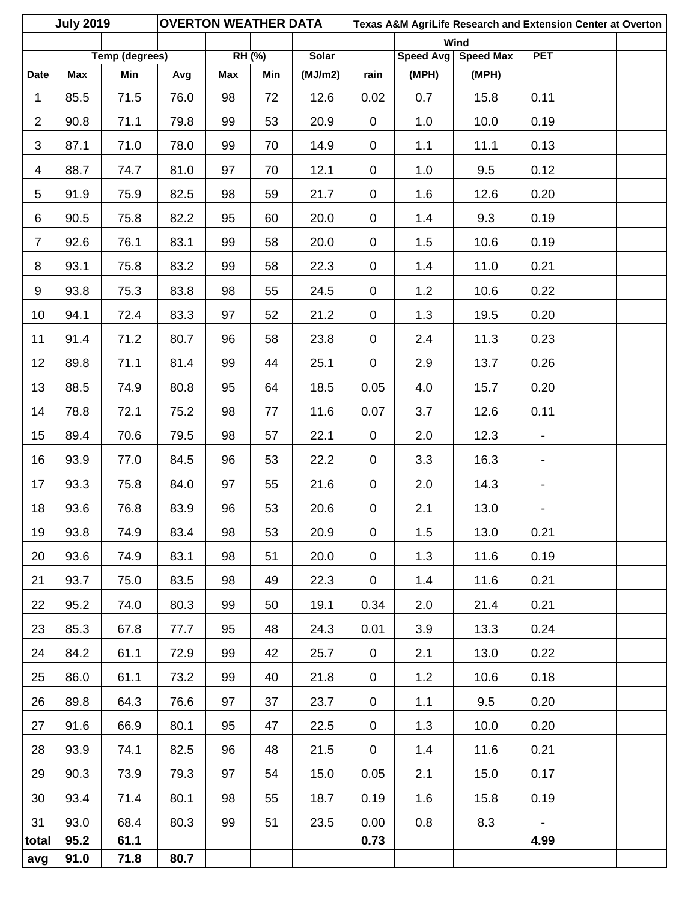| | July 2019 | | OVERTON WEATHER DATA | | | | Texas A&M AgriLife Research and Extension Center at Overton | | | | | |
|---|---|---|---|---|---|---|---|---|---|---|---|---|
| | | | | | | | | Wind | | | | |
| | Temp (degrees) | | | RH (%) | | Solar | | Speed Avg | Speed Max | PET | | |
| Date | Max | Min | Avg | Max | Min | (MJ/m2) | rain | (MPH) | (MPH) | | | |
| 1 | 85.5 | 71.5 | 76.0 | 98 | 72 | 12.6 | 0.02 | 0.7 | 15.8 | 0.11 | | |
| 2 | 90.8 | 71.1 | 79.8 | 99 | 53 | 20.9 | 0 | 1.0 | 10.0 | 0.19 | | |
| 3 | 87.1 | 71.0 | 78.0 | 99 | 70 | 14.9 | 0 | 1.1 | 11.1 | 0.13 | | |
| 4 | 88.7 | 74.7 | 81.0 | 97 | 70 | 12.1 | 0 | 1.0 | 9.5 | 0.12 | | |
| 5 | 91.9 | 75.9 | 82.5 | 98 | 59 | 21.7 | 0 | 1.6 | 12.6 | 0.20 | | |
| 6 | 90.5 | 75.8 | 82.2 | 95 | 60 | 20.0 | 0 | 1.4 | 9.3 | 0.19 | | |
| 7 | 92.6 | 76.1 | 83.1 | 99 | 58 | 20.0 | 0 | 1.5 | 10.6 | 0.19 | | |
| 8 | 93.1 | 75.8 | 83.2 | 99 | 58 | 22.3 | 0 | 1.4 | 11.0 | 0.21 | | |
| 9 | 93.8 | 75.3 | 83.8 | 98 | 55 | 24.5 | 0 | 1.2 | 10.6 | 0.22 | | |
| 10 | 94.1 | 72.4 | 83.3 | 97 | 52 | 21.2 | 0 | 1.3 | 19.5 | 0.20 | | |
| 11 | 91.4 | 71.2 | 80.7 | 96 | 58 | 23.8 | 0 | 2.4 | 11.3 | 0.23 | | |
| 12 | 89.8 | 71.1 | 81.4 | 99 | 44 | 25.1 | 0 | 2.9 | 13.7 | 0.26 | | |
| 13 | 88.5 | 74.9 | 80.8 | 95 | 64 | 18.5 | 0.05 | 4.0 | 15.7 | 0.20 | | |
| 14 | 78.8 | 72.1 | 75.2 | 98 | 77 | 11.6 | 0.07 | 3.7 | 12.6 | 0.11 | | |
| 15 | 89.4 | 70.6 | 79.5 | 98 | 57 | 22.1 | 0 | 2.0 | 12.3 | - | | |
| 16 | 93.9 | 77.0 | 84.5 | 96 | 53 | 22.2 | 0 | 3.3 | 16.3 | - | | |
| 17 | 93.3 | 75.8 | 84.0 | 97 | 55 | 21.6 | 0 | 2.0 | 14.3 | - | | |
| 18 | 93.6 | 76.8 | 83.9 | 96 | 53 | 20.6 | 0 | 2.1 | 13.0 | - | | |
| 19 | 93.8 | 74.9 | 83.4 | 98 | 53 | 20.9 | 0 | 1.5 | 13.0 | 0.21 | | |
| 20 | 93.6 | 74.9 | 83.1 | 98 | 51 | 20.0 | 0 | 1.3 | 11.6 | 0.19 | | |
| 21 | 93.7 | 75.0 | 83.5 | 98 | 49 | 22.3 | 0 | 1.4 | 11.6 | 0.21 | | |
| 22 | 95.2 | 74.0 | 80.3 | 99 | 50 | 19.1 | 0.34 | 2.0 | 21.4 | 0.21 | | |
| 23 | 85.3 | 67.8 | 77.7 | 95 | 48 | 24.3 | 0.01 | 3.9 | 13.3 | 0.24 | | |
| 24 | 84.2 | 61.1 | 72.9 | 99 | 42 | 25.7 | 0 | 2.1 | 13.0 | 0.22 | | |
| 25 | 86.0 | 61.1 | 73.2 | 99 | 40 | 21.8 | 0 | 1.2 | 10.6 | 0.18 | | |
| 26 | 89.8 | 64.3 | 76.6 | 97 | 37 | 23.7 | 0 | 1.1 | 9.5 | 0.20 | | |
| 27 | 91.6 | 66.9 | 80.1 | 95 | 47 | 22.5 | 0 | 1.3 | 10.0 | 0.20 | | |
| 28 | 93.9 | 74.1 | 82.5 | 96 | 48 | 21.5 | 0 | 1.4 | 11.6 | 0.21 | | |
| 29 | 90.3 | 73.9 | 79.3 | 97 | 54 | 15.0 | 0.05 | 2.1 | 15.0 | 0.17 | | |
| 30 | 93.4 | 71.4 | 80.1 | 98 | 55 | 18.7 | 0.19 | 1.6 | 15.8 | 0.19 | | |
| 31 | 93.0 | 68.4 | 80.3 | 99 | 51 | 23.5 | 0.00 | 0.8 | 8.3 | - | | |
| **total** | **95.2** | **61.1** | | | | | **0.73** | | | **4.99** | | |
| **avg** | **91.0** | **71.8** | **80.7** | | | | | | | | | |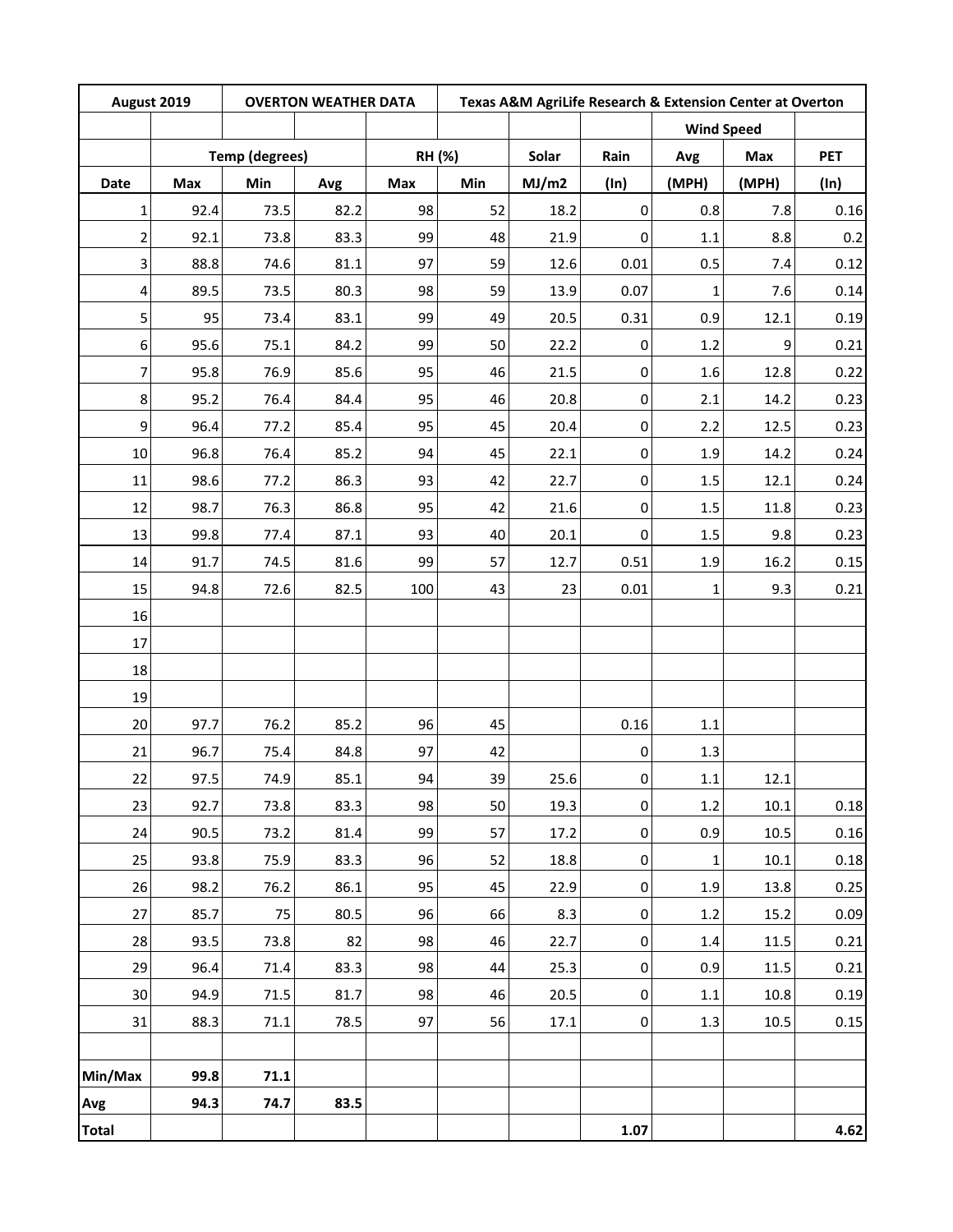| August 2019 | | OVERTON WEATHER DATA | | Texas A&M AgriLife Research & Extension Center at Overton | | | | | |
|---|---|---|---|---|---|---|---|---|---|
| | | | | | | | Wind Speed | | |
| | Temp (degrees) | | | RH (%) | | Solar | Rain | Avg | Max | PET |
| Date | Max | Min | Avg | Max | Min | MJ/m2 | (In) | (MPH) | (MPH) | (In) |
| 1 | 92.4 | 73.5 | 82.2 | 98 | 52 | 18.2 | 0 | 0.8 | 7.8 | 0.16 |
| 2 | 92.1 | 73.8 | 83.3 | 99 | 48 | 21.9 | 0 | 1.1 | 8.8 | 0.2 |
| 3 | 88.8 | 74.6 | 81.1 | 97 | 59 | 12.6 | 0.01 | 0.5 | 7.4 | 0.12 |
| 4 | 89.5 | 73.5 | 80.3 | 98 | 59 | 13.9 | 0.07 | 1 | 7.6 | 0.14 |
| 5 | 95 | 73.4 | 83.1 | 99 | 49 | 20.5 | 0.31 | 0.9 | 12.1 | 0.19 |
| 6 | 95.6 | 75.1 | 84.2 | 99 | 50 | 22.2 | 0 | 1.2 | 9 | 0.21 |
| 7 | 95.8 | 76.9 | 85.6 | 95 | 46 | 21.5 | 0 | 1.6 | 12.8 | 0.22 |
| 8 | 95.2 | 76.4 | 84.4 | 95 | 46 | 20.8 | 0 | 2.1 | 14.2 | 0.23 |
| 9 | 96.4 | 77.2 | 85.4 | 95 | 45 | 20.4 | 0 | 2.2 | 12.5 | 0.23 |
| 10 | 96.8 | 76.4 | 85.2 | 94 | 45 | 22.1 | 0 | 1.9 | 14.2 | 0.24 |
| 11 | 98.6 | 77.2 | 86.3 | 93 | 42 | 22.7 | 0 | 1.5 | 12.1 | 0.24 |
| 12 | 98.7 | 76.3 | 86.8 | 95 | 42 | 21.6 | 0 | 1.5 | 11.8 | 0.23 |
| 13 | 99.8 | 77.4 | 87.1 | 93 | 40 | 20.1 | 0 | 1.5 | 9.8 | 0.23 |
| 14 | 91.7 | 74.5 | 81.6 | 99 | 57 | 12.7 | 0.51 | 1.9 | 16.2 | 0.15 |
| 15 | 94.8 | 72.6 | 82.5 | 100 | 43 | 23 | 0.01 | 1 | 9.3 | 0.21 |
| 16 | | | | | | | | | | |
| 17 | | | | | | | | | | |
| 18 | | | | | | | | | | |
| 19 | | | | | | | | | | |
| 20 | 97.7 | 76.2 | 85.2 | 96 | 45 | | 0.16 | 1.1 | | |
| 21 | 96.7 | 75.4 | 84.8 | 97 | 42 | | 0 | 1.3 | | |
| 22 | 97.5 | 74.9 | 85.1 | 94 | 39 | 25.6 | 0 | 1.1 | 12.1 | |
| 23 | 92.7 | 73.8 | 83.3 | 98 | 50 | 19.3 | 0 | 1.2 | 10.1 | 0.18 |
| 24 | 90.5 | 73.2 | 81.4 | 99 | 57 | 17.2 | 0 | 0.9 | 10.5 | 0.16 |
| 25 | 93.8 | 75.9 | 83.3 | 96 | 52 | 18.8 | 0 | 1 | 10.1 | 0.18 |
| 26 | 98.2 | 76.2 | 86.1 | 95 | 45 | 22.9 | 0 | 1.9 | 13.8 | 0.25 |
| 27 | 85.7 | 75 | 80.5 | 96 | 66 | 8.3 | 0 | 1.2 | 15.2 | 0.09 |
| 28 | 93.5 | 73.8 | 82 | 98 | 46 | 22.7 | 0 | 1.4 | 11.5 | 0.21 |
| 29 | 96.4 | 71.4 | 83.3 | 98 | 44 | 25.3 | 0 | 0.9 | 11.5 | 0.21 |
| 30 | 94.9 | 71.5 | 81.7 | 98 | 46 | 20.5 | 0 | 1.1 | 10.8 | 0.19 |
| 31 | 88.3 | 71.1 | 78.5 | 97 | 56 | 17.1 | 0 | 1.3 | 10.5 | 0.15 |
| | | | | | | | | | | |
| **Min/Max** | **99.8** | **71.1** | | | | | | | | |
| **Avg** | **94.3** | **74.7** | **83.5** | | | | | | | |
| **Total** | | | | | | | **1.07** | | | **4.62** |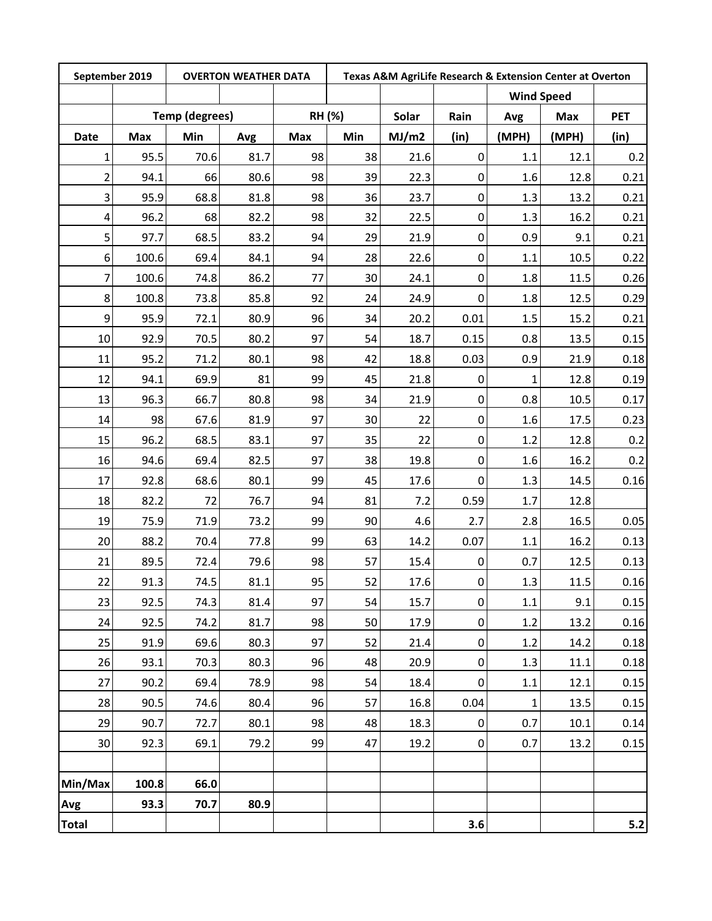| September 2019 | | OVERTON WEATHER DATA | | | Texas A&M AgriLife Research & Extension Center at Overton | | | | |
|---|---|---|---|---|---|---|---|---|---|
| | | | | | | | Wind Speed | | |
| | Temp (degrees) | | | RH (%) | | Solar | Rain | Avg | Max | PET |
| Date | Max | Min | Avg | Max | Min | MJ/m2 | (in) | (MPH) | (MPH) | (in) |
| 1 | 95.5 | 70.6 | 81.7 | 98 | 38 | 21.6 | 0 | 1.1 | 12.1 | 0.2 |
| 2 | 94.1 | 66 | 80.6 | 98 | 39 | 22.3 | 0 | 1.6 | 12.8 | 0.21 |
| 3 | 95.9 | 68.8 | 81.8 | 98 | 36 | 23.7 | 0 | 1.3 | 13.2 | 0.21 |
| 4 | 96.2 | 68 | 82.2 | 98 | 32 | 22.5 | 0 | 1.3 | 16.2 | 0.21 |
| 5 | 97.7 | 68.5 | 83.2 | 94 | 29 | 21.9 | 0 | 0.9 | 9.1 | 0.21 |
| 6 | 100.6 | 69.4 | 84.1 | 94 | 28 | 22.6 | 0 | 1.1 | 10.5 | 0.22 |
| 7 | 100.6 | 74.8 | 86.2 | 77 | 30 | 24.1 | 0 | 1.8 | 11.5 | 0.26 |
| 8 | 100.8 | 73.8 | 85.8 | 92 | 24 | 24.9 | 0 | 1.8 | 12.5 | 0.29 |
| 9 | 95.9 | 72.1 | 80.9 | 96 | 34 | 20.2 | 0.01 | 1.5 | 15.2 | 0.21 |
| 10 | 92.9 | 70.5 | 80.2 | 97 | 54 | 18.7 | 0.15 | 0.8 | 13.5 | 0.15 |
| 11 | 95.2 | 71.2 | 80.1 | 98 | 42 | 18.8 | 0.03 | 0.9 | 21.9 | 0.18 |
| 12 | 94.1 | 69.9 | 81 | 99 | 45 | 21.8 | 0 | 1 | 12.8 | 0.19 |
| 13 | 96.3 | 66.7 | 80.8 | 98 | 34 | 21.9 | 0 | 0.8 | 10.5 | 0.17 |
| 14 | 98 | 67.6 | 81.9 | 97 | 30 | 22 | 0 | 1.6 | 17.5 | 0.23 |
| 15 | 96.2 | 68.5 | 83.1 | 97 | 35 | 22 | 0 | 1.2 | 12.8 | 0.2 |
| 16 | 94.6 | 69.4 | 82.5 | 97 | 38 | 19.8 | 0 | 1.6 | 16.2 | 0.2 |
| 17 | 92.8 | 68.6 | 80.1 | 99 | 45 | 17.6 | 0 | 1.3 | 14.5 | 0.16 |
| 18 | 82.2 | 72 | 76.7 | 94 | 81 | 7.2 | 0.59 | 1.7 | 12.8 | |
| 19 | 75.9 | 71.9 | 73.2 | 99 | 90 | 4.6 | 2.7 | 2.8 | 16.5 | 0.05 |
| 20 | 88.2 | 70.4 | 77.8 | 99 | 63 | 14.2 | 0.07 | 1.1 | 16.2 | 0.13 |
| 21 | 89.5 | 72.4 | 79.6 | 98 | 57 | 15.4 | 0 | 0.7 | 12.5 | 0.13 |
| 22 | 91.3 | 74.5 | 81.1 | 95 | 52 | 17.6 | 0 | 1.3 | 11.5 | 0.16 |
| 23 | 92.5 | 74.3 | 81.4 | 97 | 54 | 15.7 | 0 | 1.1 | 9.1 | 0.15 |
| 24 | 92.5 | 74.2 | 81.7 | 98 | 50 | 17.9 | 0 | 1.2 | 13.2 | 0.16 |
| 25 | 91.9 | 69.6 | 80.3 | 97 | 52 | 21.4 | 0 | 1.2 | 14.2 | 0.18 |
| 26 | 93.1 | 70.3 | 80.3 | 96 | 48 | 20.9 | 0 | 1.3 | 11.1 | 0.18 |
| 27 | 90.2 | 69.4 | 78.9 | 98 | 54 | 18.4 | 0 | 1.1 | 12.1 | 0.15 |
| 28 | 90.5 | 74.6 | 80.4 | 96 | 57 | 16.8 | 0.04 | 1 | 13.5 | 0.15 |
| 29 | 90.7 | 72.7 | 80.1 | 98 | 48 | 18.3 | 0 | 0.7 | 10.1 | 0.14 |
| 30 | 92.3 | 69.1 | 79.2 | 99 | 47 | 19.2 | 0 | 0.7 | 13.2 | 0.15 |
| | | | | | | | | | | |
| **Min/Max** | **100.8** | **66.0** | | | | | | | | |
| **Avg** | **93.3** | **70.7** | **80.9** | | | | | | | |
| **Total** | | | | | | | **3.6** | | | **5.2** |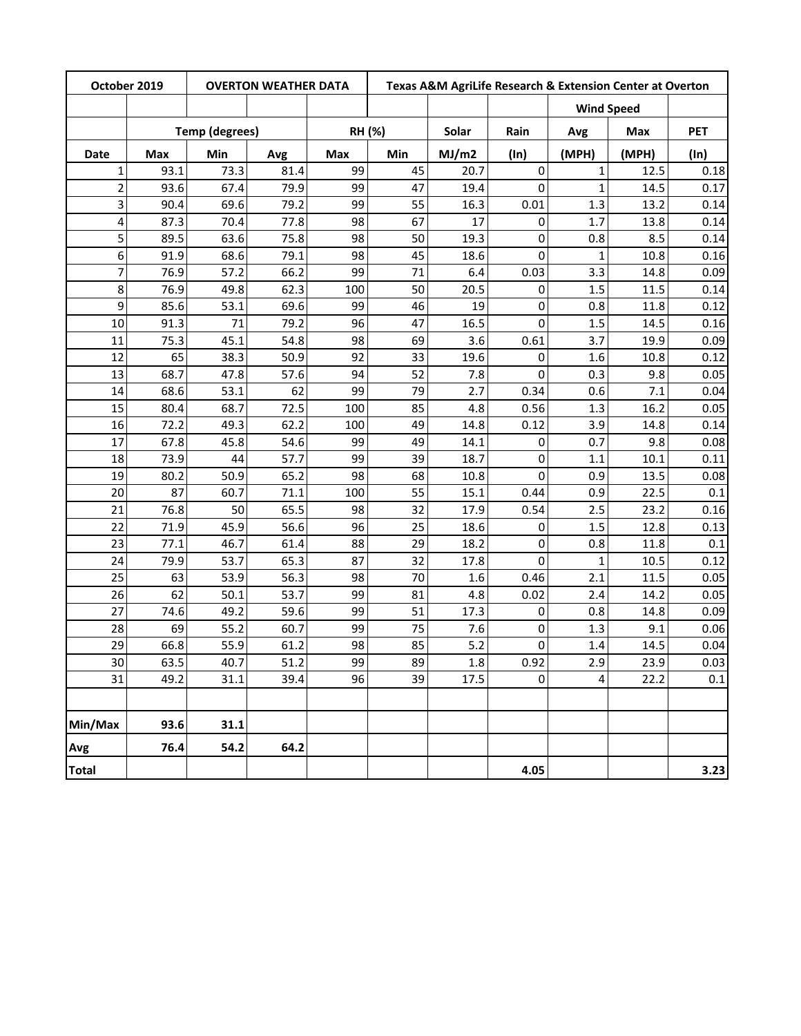| October 2019 | | OVERTON WEATHER DATA | | Texas A&M AgriLife Research & Extension Center at Overton | | | | | | |
|---|---|---|---|---|---|---|---|---|---|---|
| | | | | | | | | Wind Speed | | |
| | Temp (degrees) | | | RH (%) | | Solar | Rain | Avg | Max | PET |
| Date | Max | Min | Avg | Max | Min | MJ/m2 | (In) | (MPH) | (MPH) | (In) |
| 1 | 93.1 | 73.3 | 81.4 | 99 | 45 | 20.7 | 0 | 1 | 12.5 | 0.18 |
| 2 | 93.6 | 67.4 | 79.9 | 99 | 47 | 19.4 | 0 | 1 | 14.5 | 0.17 |
| 3 | 90.4 | 69.6 | 79.2 | 99 | 55 | 16.3 | 0.01 | 1.3 | 13.2 | 0.14 |
| 4 | 87.3 | 70.4 | 77.8 | 98 | 67 | 17 | 0 | 1.7 | 13.8 | 0.14 |
| 5 | 89.5 | 63.6 | 75.8 | 98 | 50 | 19.3 | 0 | 0.8 | 8.5 | 0.14 |
| 6 | 91.9 | 68.6 | 79.1 | 98 | 45 | 18.6 | 0 | 1 | 10.8 | 0.16 |
| 7 | 76.9 | 57.2 | 66.2 | 99 | 71 | 6.4 | 0.03 | 3.3 | 14.8 | 0.09 |
| 8 | 76.9 | 49.8 | 62.3 | 100 | 50 | 20.5 | 0 | 1.5 | 11.5 | 0.14 |
| 9 | 85.6 | 53.1 | 69.6 | 99 | 46 | 19 | 0 | 0.8 | 11.8 | 0.12 |
| 10 | 91.3 | 71 | 79.2 | 96 | 47 | 16.5 | 0 | 1.5 | 14.5 | 0.16 |
| 11 | 75.3 | 45.1 | 54.8 | 98 | 69 | 3.6 | 0.61 | 3.7 | 19.9 | 0.09 |
| 12 | 65 | 38.3 | 50.9 | 92 | 33 | 19.6 | 0 | 1.6 | 10.8 | 0.12 |
| 13 | 68.7 | 47.8 | 57.6 | 94 | 52 | 7.8 | 0 | 0.3 | 9.8 | 0.05 |
| 14 | 68.6 | 53.1 | 62 | 99 | 79 | 2.7 | 0.34 | 0.6 | 7.1 | 0.04 |
| 15 | 80.4 | 68.7 | 72.5 | 100 | 85 | 4.8 | 0.56 | 1.3 | 16.2 | 0.05 |
| 16 | 72.2 | 49.3 | 62.2 | 100 | 49 | 14.8 | 0.12 | 3.9 | 14.8 | 0.14 |
| 17 | 67.8 | 45.8 | 54.6 | 99 | 49 | 14.1 | 0 | 0.7 | 9.8 | 0.08 |
| 18 | 73.9 | 44 | 57.7 | 99 | 39 | 18.7 | 0 | 1.1 | 10.1 | 0.11 |
| 19 | 80.2 | 50.9 | 65.2 | 98 | 68 | 10.8 | 0 | 0.9 | 13.5 | 0.08 |
| 20 | 87 | 60.7 | 71.1 | 100 | 55 | 15.1 | 0.44 | 0.9 | 22.5 | 0.1 |
| 21 | 76.8 | 50 | 65.5 | 98 | 32 | 17.9 | 0.54 | 2.5 | 23.2 | 0.16 |
| 22 | 71.9 | 45.9 | 56.6 | 96 | 25 | 18.6 | 0 | 1.5 | 12.8 | 0.13 |
| 23 | 77.1 | 46.7 | 61.4 | 88 | 29 | 18.2 | 0 | 0.8 | 11.8 | 0.1 |
| 24 | 79.9 | 53.7 | 65.3 | 87 | 32 | 17.8 | 0 | 1 | 10.5 | 0.12 |
| 25 | 63 | 53.9 | 56.3 | 98 | 70 | 1.6 | 0.46 | 2.1 | 11.5 | 0.05 |
| 26 | 62 | 50.1 | 53.7 | 99 | 81 | 4.8 | 0.02 | 2.4 | 14.2 | 0.05 |
| 27 | 74.6 | 49.2 | 59.6 | 99 | 51 | 17.3 | 0 | 0.8 | 14.8 | 0.09 |
| 28 | 69 | 55.2 | 60.7 | 99 | 75 | 7.6 | 0 | 1.3 | 9.1 | 0.06 |
| 29 | 66.8 | 55.9 | 61.2 | 98 | 85 | 5.2 | 0 | 1.4 | 14.5 | 0.04 |
| 30 | 63.5 | 40.7 | 51.2 | 99 | 89 | 1.8 | 0.92 | 2.9 | 23.9 | 0.03 |
| 31 | 49.2 | 31.1 | 39.4 | 96 | 39 | 17.5 | 0 | 4 | 22.2 | 0.1 |
| | | | | | | | | | | |
| **Min/Max** | **93.6** | **31.1** | | | | | | | | |
| **Avg** | **76.4** | **54.2** | **64.2** | | | | | | | |
| **Total** | | | | | | | **4.05** | | | **3.23** |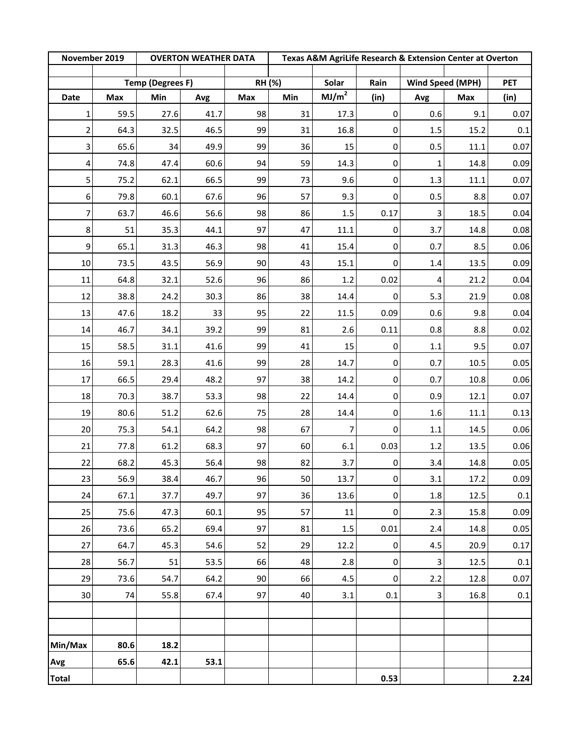| November 2019 | | OVERTON WEATHER DATA | | | Texas A&M AgriLife Research & Extension Center at Overton | | | | | |
|---|---|---|---|---|---|---|---|---|---|---|
| | Temp (Degrees F) | | | RH (%) | | Solar | Rain | Wind Speed (MPH) | | PET |
| Date | Max | Min | Avg | Max | Min | $MJ/m^2$ | (in) | Avg | Max | (in) |
| 1 | 59.5 | 27.6 | 41.7 | 98 | 31 | 17.3 | 0 | 0.6 | 9.1 | 0.07 |
| 2 | 64.3 | 32.5 | 46.5 | 99 | 31 | 16.8 | 0 | 1.5 | 15.2 | 0.1 |
| 3 | 65.6 | 34 | 49.9 | 99 | 36 | 15 | 0 | 0.5 | 11.1 | 0.07 |
| 4 | 74.8 | 47.4 | 60.6 | 94 | 59 | 14.3 | 0 | 1 | 14.8 | 0.09 |
| 5 | 75.2 | 62.1 | 66.5 | 99 | 73 | 9.6 | 0 | 1.3 | 11.1 | 0.07 |
| 6 | 79.8 | 60.1 | 67.6 | 96 | 57 | 9.3 | 0 | 0.5 | 8.8 | 0.07 |
| 7 | 63.7 | 46.6 | 56.6 | 98 | 86 | 1.5 | 0.17 | 3 | 18.5 | 0.04 |
| 8 | 51 | 35.3 | 44.1 | 97 | 47 | 11.1 | 0 | 3.7 | 14.8 | 0.08 |
| 9 | 65.1 | 31.3 | 46.3 | 98 | 41 | 15.4 | 0 | 0.7 | 8.5 | 0.06 |
| 10 | 73.5 | 43.5 | 56.9 | 90 | 43 | 15.1 | 0 | 1.4 | 13.5 | 0.09 |
| 11 | 64.8 | 32.1 | 52.6 | 96 | 86 | 1.2 | 0.02 | 4 | 21.2 | 0.04 |
| 12 | 38.8 | 24.2 | 30.3 | 86 | 38 | 14.4 | 0 | 5.3 | 21.9 | 0.08 |
| 13 | 47.6 | 18.2 | 33 | 95 | 22 | 11.5 | 0.09 | 0.6 | 9.8 | 0.04 |
| 14 | 46.7 | 34.1 | 39.2 | 99 | 81 | 2.6 | 0.11 | 0.8 | 8.8 | 0.02 |
| 15 | 58.5 | 31.1 | 41.6 | 99 | 41 | 15 | 0 | 1.1 | 9.5 | 0.07 |
| 16 | 59.1 | 28.3 | 41.6 | 99 | 28 | 14.7 | 0 | 0.7 | 10.5 | 0.05 |
| 17 | 66.5 | 29.4 | 48.2 | 97 | 38 | 14.2 | 0 | 0.7 | 10.8 | 0.06 |
| 18 | 70.3 | 38.7 | 53.3 | 98 | 22 | 14.4 | 0 | 0.9 | 12.1 | 0.07 |
| 19 | 80.6 | 51.2 | 62.6 | 75 | 28 | 14.4 | 0 | 1.6 | 11.1 | 0.13 |
| 20 | 75.3 | 54.1 | 64.2 | 98 | 67 | 7 | 0 | 1.1 | 14.5 | 0.06 |
| 21 | 77.8 | 61.2 | 68.3 | 97 | 60 | 6.1 | 0.03 | 1.2 | 13.5 | 0.06 |
| 22 | 68.2 | 45.3 | 56.4 | 98 | 82 | 3.7 | 0 | 3.4 | 14.8 | 0.05 |
| 23 | 56.9 | 38.4 | 46.7 | 96 | 50 | 13.7 | 0 | 3.1 | 17.2 | 0.09 |
| 24 | 67.1 | 37.7 | 49.7 | 97 | 36 | 13.6 | 0 | 1.8 | 12.5 | 0.1 |
| 25 | 75.6 | 47.3 | 60.1 | 95 | 57 | 11 | 0 | 2.3 | 15.8 | 0.09 |
| 26 | 73.6 | 65.2 | 69.4 | 97 | 81 | 1.5 | 0.01 | 2.4 | 14.8 | 0.05 |
| 27 | 64.7 | 45.3 | 54.6 | 52 | 29 | 12.2 | 0 | 4.5 | 20.9 | 0.17 |
| 28 | 56.7 | 51 | 53.5 | 66 | 48 | 2.8 | 0 | 3 | 12.5 | 0.1 |
| 29 | 73.6 | 54.7 | 64.2 | 90 | 66 | 4.5 | 0 | 2.2 | 12.8 | 0.07 |
| 30 | 74 | 55.8 | 67.4 | 97 | 40 | 3.1 | 0.1 | 3 | 16.8 | 0.1 |
| | | | | | | | | | | |
| | | | | | | | | | | |
| **Min/Max** | **80.6** | **18.2** | | | | | | | | |
| **Avg** | **65.6** | **42.1** | **53.1** | | | | | | | |
| **Total** | | | | | | | **0.53** | | | **2.24** |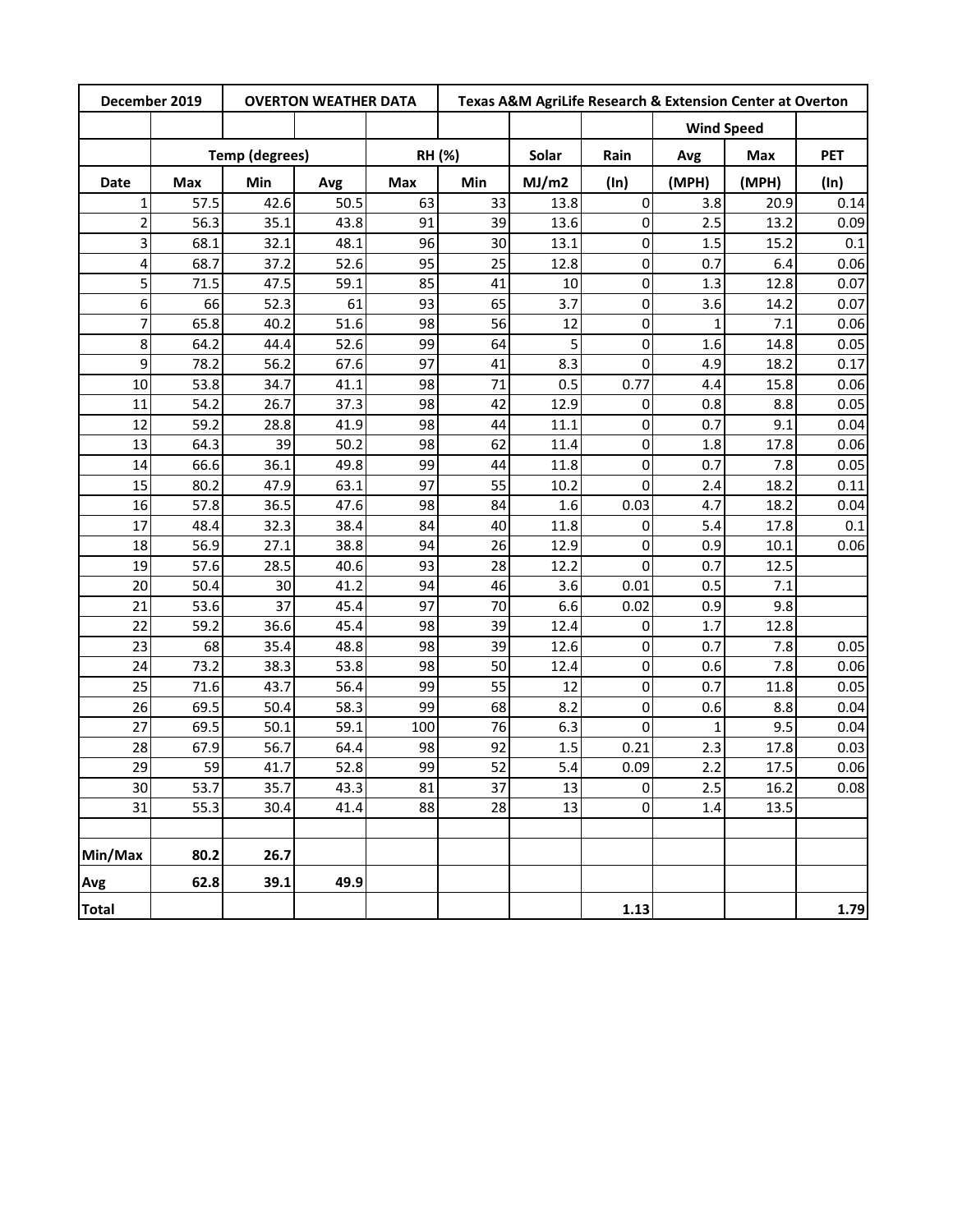| December 2019 | | OVERTON WEATHER DATA | | Texas A&M AgriLife Research & Extension Center at Overton | | | | | |
|---|---|---|---|---|---|---|---|---|---|
| | | | | | | | Wind Speed | | |
| | Temp (degrees) | | | RH (%) | | Solar | Rain | Avg | Max | PET |
| Date | Max | Min | Avg | Max | Min | MJ/m2 | (In) | (MPH) | (MPH) | (In) |
| 1 | 57.5 | 42.6 | 50.5 | 63 | 33 | 13.8 | 0 | 3.8 | 20.9 | 0.14 |
| 2 | 56.3 | 35.1 | 43.8 | 91 | 39 | 13.6 | 0 | 2.5 | 13.2 | 0.09 |
| 3 | 68.1 | 32.1 | 48.1 | 96 | 30 | 13.1 | 0 | 1.5 | 15.2 | 0.1 |
| 4 | 68.7 | 37.2 | 52.6 | 95 | 25 | 12.8 | 0 | 0.7 | 6.4 | 0.06 |
| 5 | 71.5 | 47.5 | 59.1 | 85 | 41 | 10 | 0 | 1.3 | 12.8 | 0.07 |
| 6 | 66 | 52.3 | 61 | 93 | 65 | 3.7 | 0 | 3.6 | 14.2 | 0.07 |
| 7 | 65.8 | 40.2 | 51.6 | 98 | 56 | 12 | 0 | 1 | 7.1 | 0.06 |
| 8 | 64.2 | 44.4 | 52.6 | 99 | 64 | 5 | 0 | 1.6 | 14.8 | 0.05 |
| 9 | 78.2 | 56.2 | 67.6 | 97 | 41 | 8.3 | 0 | 4.9 | 18.2 | 0.17 |
| 10 | 53.8 | 34.7 | 41.1 | 98 | 71 | 0.5 | 0.77 | 4.4 | 15.8 | 0.06 |
| 11 | 54.2 | 26.7 | 37.3 | 98 | 42 | 12.9 | 0 | 0.8 | 8.8 | 0.05 |
| 12 | 59.2 | 28.8 | 41.9 | 98 | 44 | 11.1 | 0 | 0.7 | 9.1 | 0.04 |
| 13 | 64.3 | 39 | 50.2 | 98 | 62 | 11.4 | 0 | 1.8 | 17.8 | 0.06 |
| 14 | 66.6 | 36.1 | 49.8 | 99 | 44 | 11.8 | 0 | 0.7 | 7.8 | 0.05 |
| 15 | 80.2 | 47.9 | 63.1 | 97 | 55 | 10.2 | 0 | 2.4 | 18.2 | 0.11 |
| 16 | 57.8 | 36.5 | 47.6 | 98 | 84 | 1.6 | 0.03 | 4.7 | 18.2 | 0.04 |
| 17 | 48.4 | 32.3 | 38.4 | 84 | 40 | 11.8 | 0 | 5.4 | 17.8 | 0.1 |
| 18 | 56.9 | 27.1 | 38.8 | 94 | 26 | 12.9 | 0 | 0.9 | 10.1 | 0.06 |
| 19 | 57.6 | 28.5 | 40.6 | 93 | 28 | 12.2 | 0 | 0.7 | 12.5 | |
| 20 | 50.4 | 30 | 41.2 | 94 | 46 | 3.6 | 0.01 | 0.5 | 7.1 | |
| 21 | 53.6 | 37 | 45.4 | 97 | 70 | 6.6 | 0.02 | 0.9 | 9.8 | |
| 22 | 59.2 | 36.6 | 45.4 | 98 | 39 | 12.4 | 0 | 1.7 | 12.8 | |
| 23 | 68 | 35.4 | 48.8 | 98 | 39 | 12.6 | 0 | 0.7 | 7.8 | 0.05 |
| 24 | 73.2 | 38.3 | 53.8 | 98 | 50 | 12.4 | 0 | 0.6 | 7.8 | 0.06 |
| 25 | 71.6 | 43.7 | 56.4 | 99 | 55 | 12 | 0 | 0.7 | 11.8 | 0.05 |
| 26 | 69.5 | 50.4 | 58.3 | 99 | 68 | 8.2 | 0 | 0.6 | 8.8 | 0.04 |
| 27 | 69.5 | 50.1 | 59.1 | 100 | 76 | 6.3 | 0 | 1 | 9.5 | 0.04 |
| 28 | 67.9 | 56.7 | 64.4 | 98 | 92 | 1.5 | 0.21 | 2.3 | 17.8 | 0.03 |
| 29 | 59 | 41.7 | 52.8 | 99 | 52 | 5.4 | 0.09 | 2.2 | 17.5 | 0.06 |
| 30 | 53.7 | 35.7 | 43.3 | 81 | 37 | 13 | 0 | 2.5 | 16.2 | 0.08 |
| 31 | 55.3 | 30.4 | 41.4 | 88 | 28 | 13 | 0 | 1.4 | 13.5 | |
| | | | | | | | | | | |
| **Min/Max** | **80.2** | **26.7** | | | | | | | | |
| **Avg** | **62.8** | **39.1** | **49.9** | | | | | | | |
| **Total** | | | | | | | **1.13** | | | **1.79** |